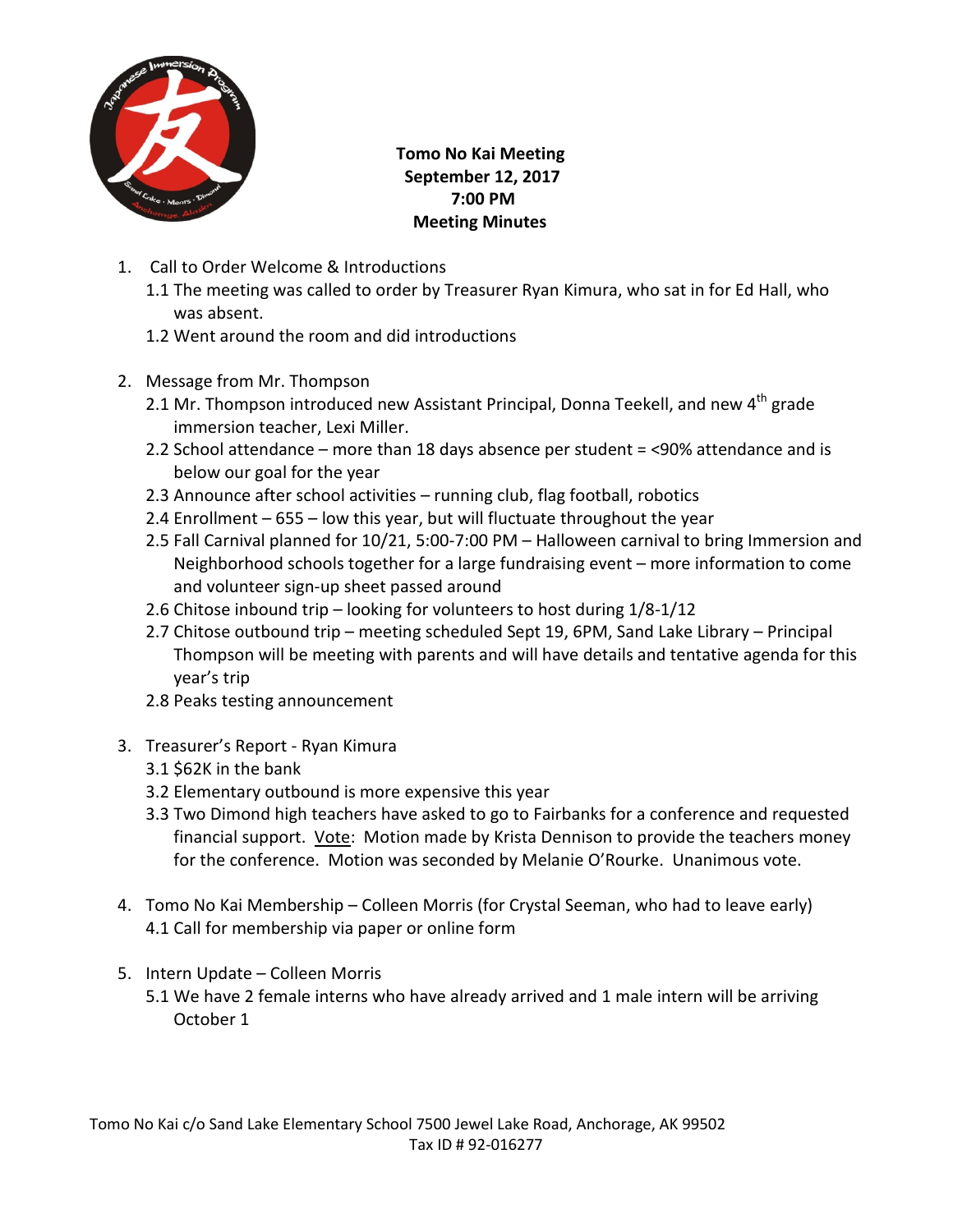**Tomo No Kai Meeting**
**September 12, 2017**
**7:00 PM**
**Meeting Minutes**

1. Call to Order Welcome & Introductions
   - 1.1 The meeting was called to order by Treasurer Ryan Kimura, who sat in for Ed Hall, who was absent.
   - 1.2 Went around the room and did introductions

2. Message from Mr. Thompson
   - 2.1 Mr. Thompson introduced new Assistant Principal, Donna Teekell, and new 4th grade immersion teacher, Lexi Miller.
   - 2.2 School attendance – more than 18 days absence per student = <90% attendance and is below our goal for the year
   - 2.3 Announce after school activities – running club, flag football, robotics
   - 2.4 Enrollment – 655 – low this year, but will fluctuate throughout the year
   - 2.5 Fall Carnival planned for 10/21, 5:00-7:00 PM – Halloween carnival to bring Immersion and Neighborhood schools together for a large fundraising event – more information to come and volunteer sign-up sheet passed around
   - 2.6 Chitose inbound trip – looking for volunteers to host during 1/8-1/12
   - 2.7 Chitose outbound trip – meeting scheduled Sept 19, 6PM, Sand Lake Library – Principal Thompson will be meeting with parents and will have details and tentative agenda for this year's trip
   - 2.8 Peaks testing announcement

3. Treasurer's Report - Ryan Kimura
   - 3.1 $62K in the bank
   - 3.2 Elementary outbound is more expensive this year
   - 3.3 Two Dimond high teachers have asked to go to Fairbanks for a conference and requested financial support. <u>Vote</u>: Motion made by Krista Dennison to provide the teachers money for the conference. Motion was seconded by Melanie O'Rourke. Unanimous vote.

4. Tomo No Kai Membership – Colleen Morris (for Crystal Seeman, who had to leave early)
   - 4.1 Call for membership via paper or online form

5. Intern Update – Colleen Morris
   - 5.1 We have 2 female interns who have already arrived and 1 male intern will be arriving October 1

Tomo No Kai c/o Sand Lake Elementary School 7500 Jewel Lake Road, Anchorage, AK 99502
Tax ID # 92-016277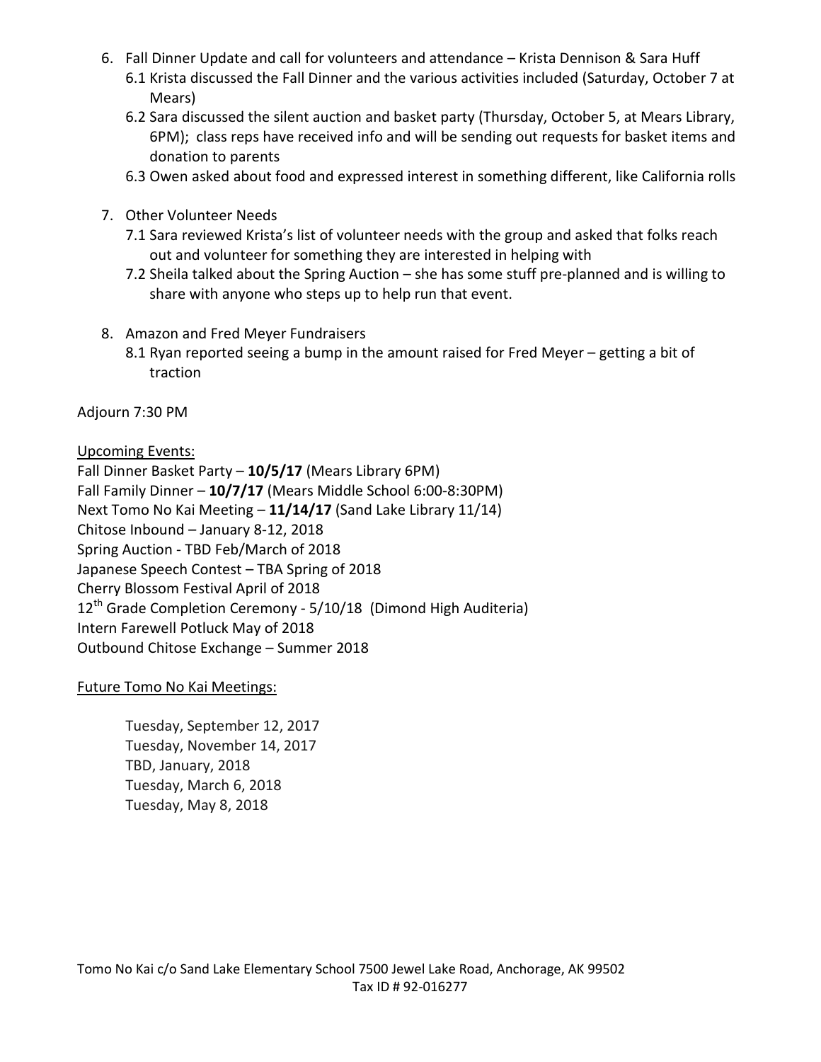6. Fall Dinner Update and call for volunteers and attendance – Krista Dennison & Sara Huff
   6.1 Krista discussed the Fall Dinner and the various activities included (Saturday, October 7 at Mears)
   6.2 Sara discussed the silent auction and basket party (Thursday, October 5, at Mears Library, 6PM); class reps have received info and will be sending out requests for basket items and donation to parents
   6.3 Owen asked about food and expressed interest in something different, like California rolls

7. Other Volunteer Needs
   7.1 Sara reviewed Krista's list of volunteer needs with the group and asked that folks reach out and volunteer for something they are interested in helping with
   7.2 Sheila talked about the Spring Auction – she has some stuff pre-planned and is willing to share with anyone who steps up to help run that event.

8. Amazon and Fred Meyer Fundraisers
   8.1 Ryan reported seeing a bump in the amount raised for Fred Meyer – getting a bit of traction

Adjourn 7:30 PM

Upcoming Events:

Fall Dinner Basket Party – **10/5/17** (Mears Library 6PM)
Fall Family Dinner – **10/7/17** (Mears Middle School 6:00-8:30PM)
Next Tomo No Kai Meeting – **11/14/17** (Sand Lake Library 11/14)
Chitose Inbound – January 8-12, 2018
Spring Auction - TBD Feb/March of 2018
Japanese Speech Contest – TBA Spring of 2018
Cherry Blossom Festival April of 2018
12th Grade Completion Ceremony - 5/10/18 (Dimond High Auditeria)
Intern Farewell Potluck May of 2018
Outbound Chitose Exchange – Summer 2018

Future Tomo No Kai Meetings:

Tuesday, September 12, 2017
Tuesday, November 14, 2017
TBD, January, 2018
Tuesday, March 6, 2018
Tuesday, May 8, 2018

Tomo No Kai c/o Sand Lake Elementary School 7500 Jewel Lake Road, Anchorage, AK 99502
Tax ID # 92-016277